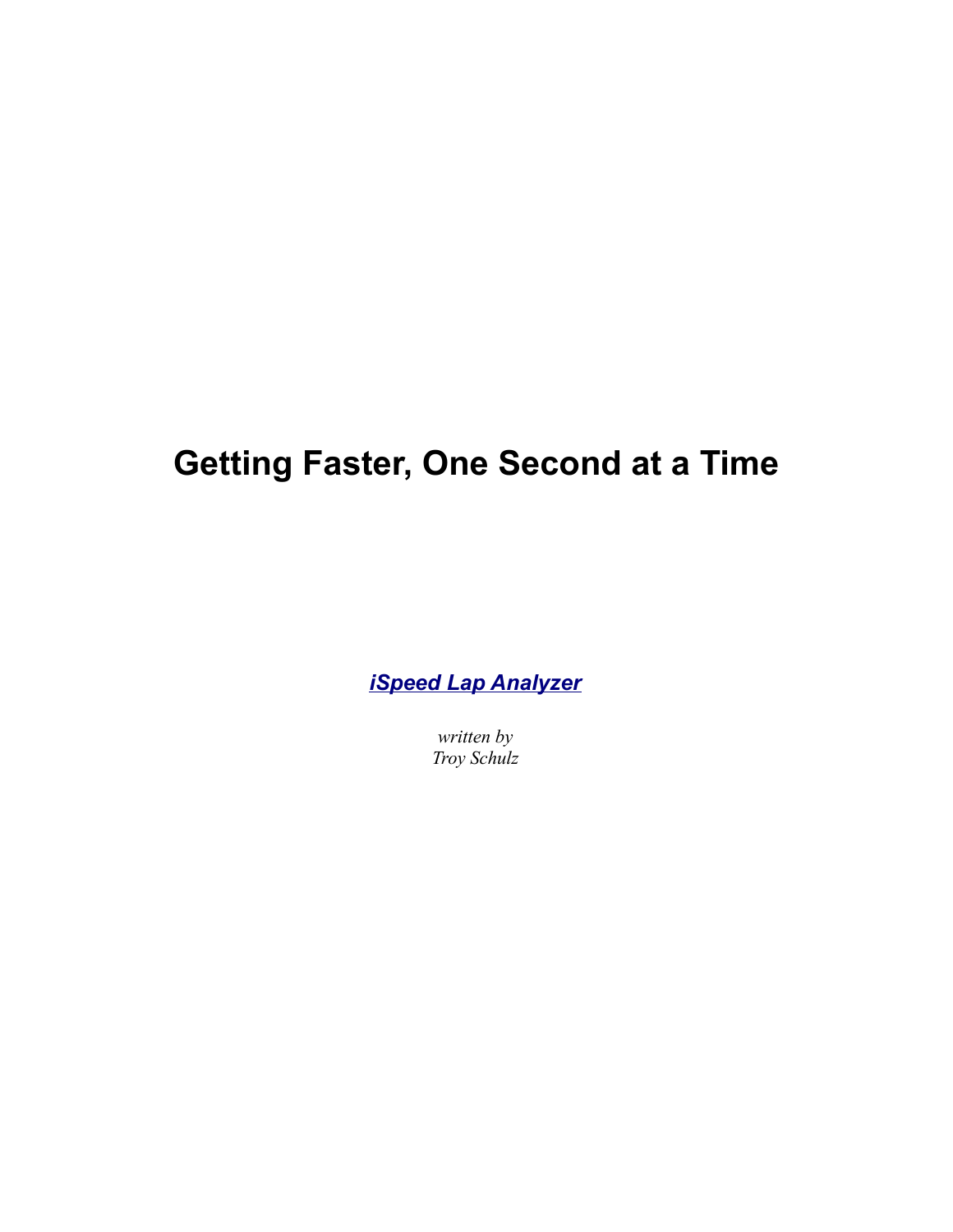# Getting Faster, One Second at a Time

***iSpeed Lap Analyzer***

*written by*
*Troy Schulz*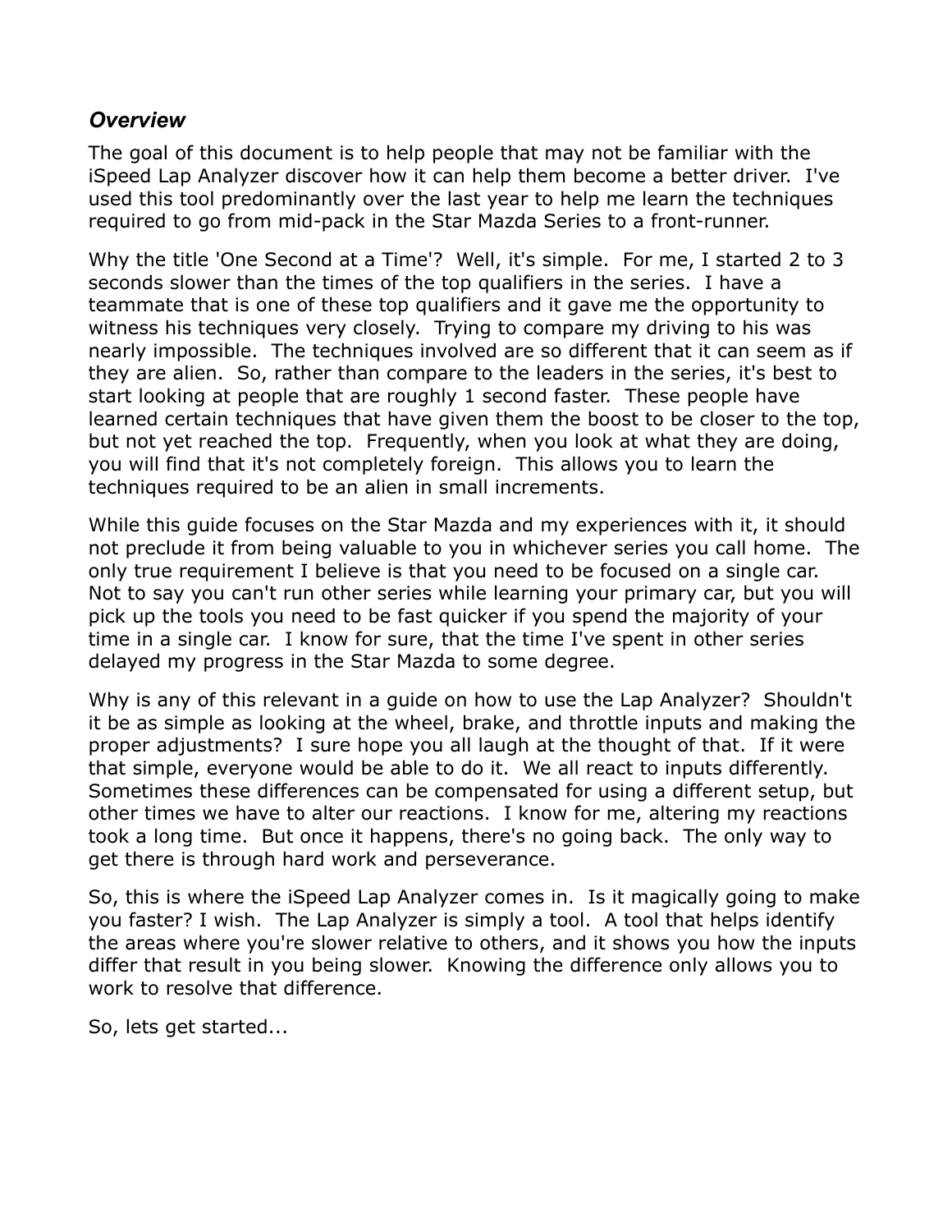## *Overview*

The goal of this document is to help people that may not be familiar with the iSpeed Lap Analyzer discover how it can help them become a better driver. I've used this tool predominantly over the last year to help me learn the techniques required to go from mid-pack in the Star Mazda Series to a front-runner.

Why the title 'One Second at a Time'? Well, it's simple. For me, I started 2 to 3 seconds slower than the times of the top qualifiers in the series. I have a teammate that is one of these top qualifiers and it gave me the opportunity to witness his techniques very closely. Trying to compare my driving to his was nearly impossible. The techniques involved are so different that it can seem as if they are alien. So, rather than compare to the leaders in the series, it's best to start looking at people that are roughly 1 second faster. These people have learned certain techniques that have given them the boost to be closer to the top, but not yet reached the top. Frequently, when you look at what they are doing, you will find that it's not completely foreign. This allows you to learn the techniques required to be an alien in small increments.

While this guide focuses on the Star Mazda and my experiences with it, it should not preclude it from being valuable to you in whichever series you call home. The only true requirement I believe is that you need to be focused on a single car. Not to say you can't run other series while learning your primary car, but you will pick up the tools you need to be fast quicker if you spend the majority of your time in a single car. I know for sure, that the time I've spent in other series delayed my progress in the Star Mazda to some degree.

Why is any of this relevant in a guide on how to use the Lap Analyzer? Shouldn't it be as simple as looking at the wheel, brake, and throttle inputs and making the proper adjustments? I sure hope you all laugh at the thought of that. If it were that simple, everyone would be able to do it. We all react to inputs differently. Sometimes these differences can be compensated for using a different setup, but other times we have to alter our reactions. I know for me, altering my reactions took a long time. But once it happens, there's no going back. The only way to get there is through hard work and perseverance.

So, this is where the iSpeed Lap Analyzer comes in. Is it magically going to make you faster? I wish. The Lap Analyzer is simply a tool. A tool that helps identify the areas where you're slower relative to others, and it shows you how the inputs differ that result in you being slower. Knowing the difference only allows you to work to resolve that difference.

So, lets get started...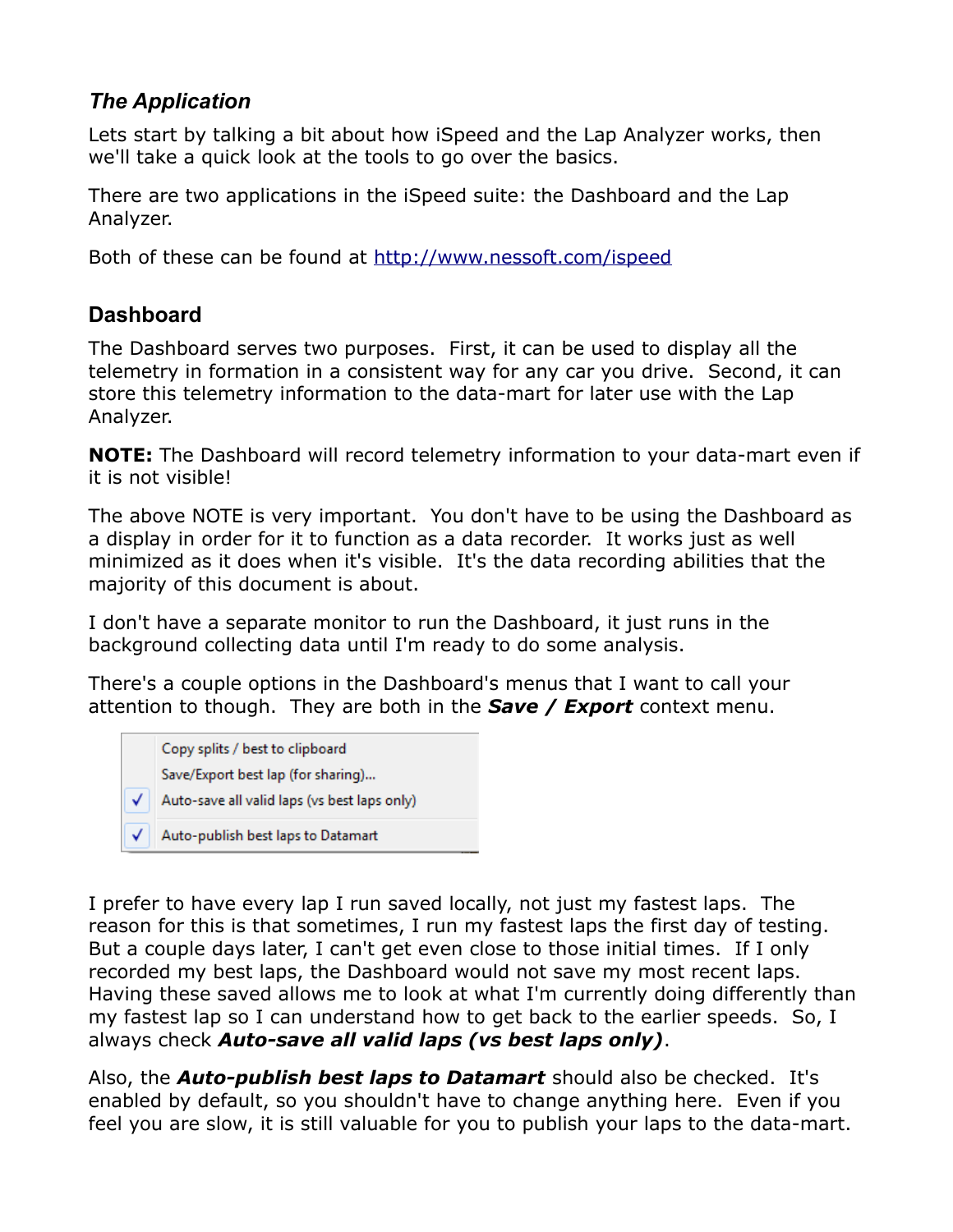### *The Application*

Lets start by talking a bit about how iSpeed and the Lap Analyzer works, then we'll take a quick look at the tools to go over the basics.

There are two applications in the iSpeed suite: the Dashboard and the Lap Analyzer.

Both of these can be found at http://www.nessoft.com/ispeed

## Dashboard

The Dashboard serves two purposes. First, it can be used to display all the telemetry in formation in a consistent way for any car you drive. Second, it can store this telemetry information to the data-mart for later use with the Lap Analyzer.

**NOTE:** The Dashboard will record telemetry information to your data-mart even if it is not visible!

The above NOTE is very important. You don't have to be using the Dashboard as a display in order for it to function as a data recorder. It works just as well minimized as it does when it's visible. It's the data recording abilities that the majority of this document is about.

I don't have a separate monitor to run the Dashboard, it just runs in the background collecting data until I'm ready to do some analysis.

There's a couple options in the Dashboard's menus that I want to call your attention to though. They are both in the ***Save / Export*** context menu.

- Copy splits / best to clipboard
- Save/Export best lap (for sharing)...
- ✓ Auto-save all valid laps (vs best laps only)
- ✓ Auto-publish best laps to Datamart

I prefer to have every lap I run saved locally, not just my fastest laps. The reason for this is that sometimes, I run my fastest laps the first day of testing. But a couple days later, I can't get even close to those initial times. If I only recorded my best laps, the Dashboard would not save my most recent laps. Having these saved allows me to look at what I'm currently doing differently than my fastest lap so I can understand how to get back to the earlier speeds. So, I always check ***Auto-save all valid laps (vs best laps only)***.

Also, the ***Auto-publish best laps to Datamart*** should also be checked. It's enabled by default, so you shouldn't have to change anything here. Even if you feel you are slow, it is still valuable for you to publish your laps to the data-mart.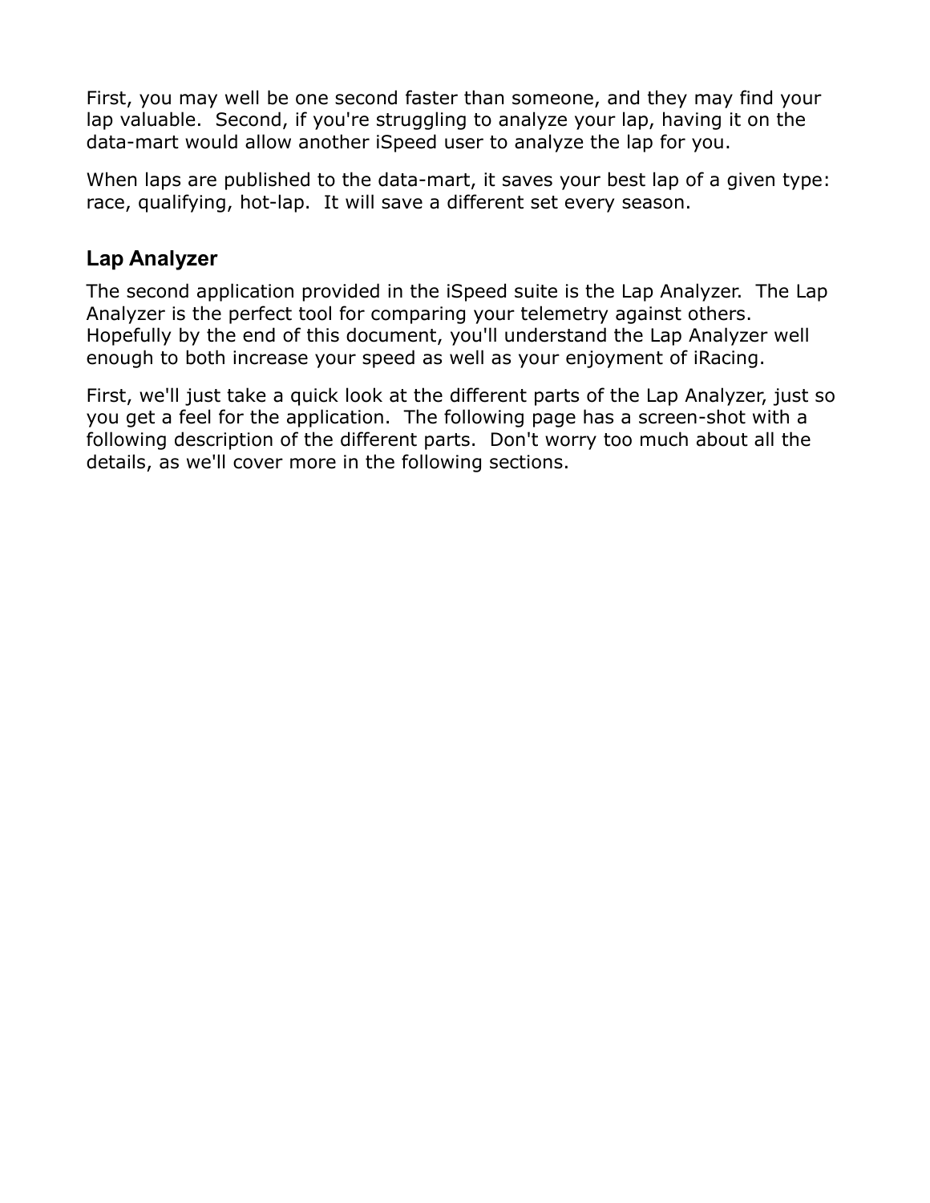First, you may well be one second faster than someone, and they may find your lap valuable.  Second, if you're struggling to analyze your lap, having it on the data-mart would allow another iSpeed user to analyze the lap for you.

When laps are published to the data-mart, it saves your best lap of a given type: race, qualifying, hot-lap.  It will save a different set every season.

## Lap Analyzer

The second application provided in the iSpeed suite is the Lap Analyzer.  The Lap Analyzer is the perfect tool for comparing your telemetry against others. Hopefully by the end of this document, you'll understand the Lap Analyzer well enough to both increase your speed as well as your enjoyment of iRacing.

First, we'll just take a quick look at the different parts of the Lap Analyzer, just so you get a feel for the application.  The following page has a screen-shot with a following description of the different parts.  Don't worry too much about all the details, as we'll cover more in the following sections.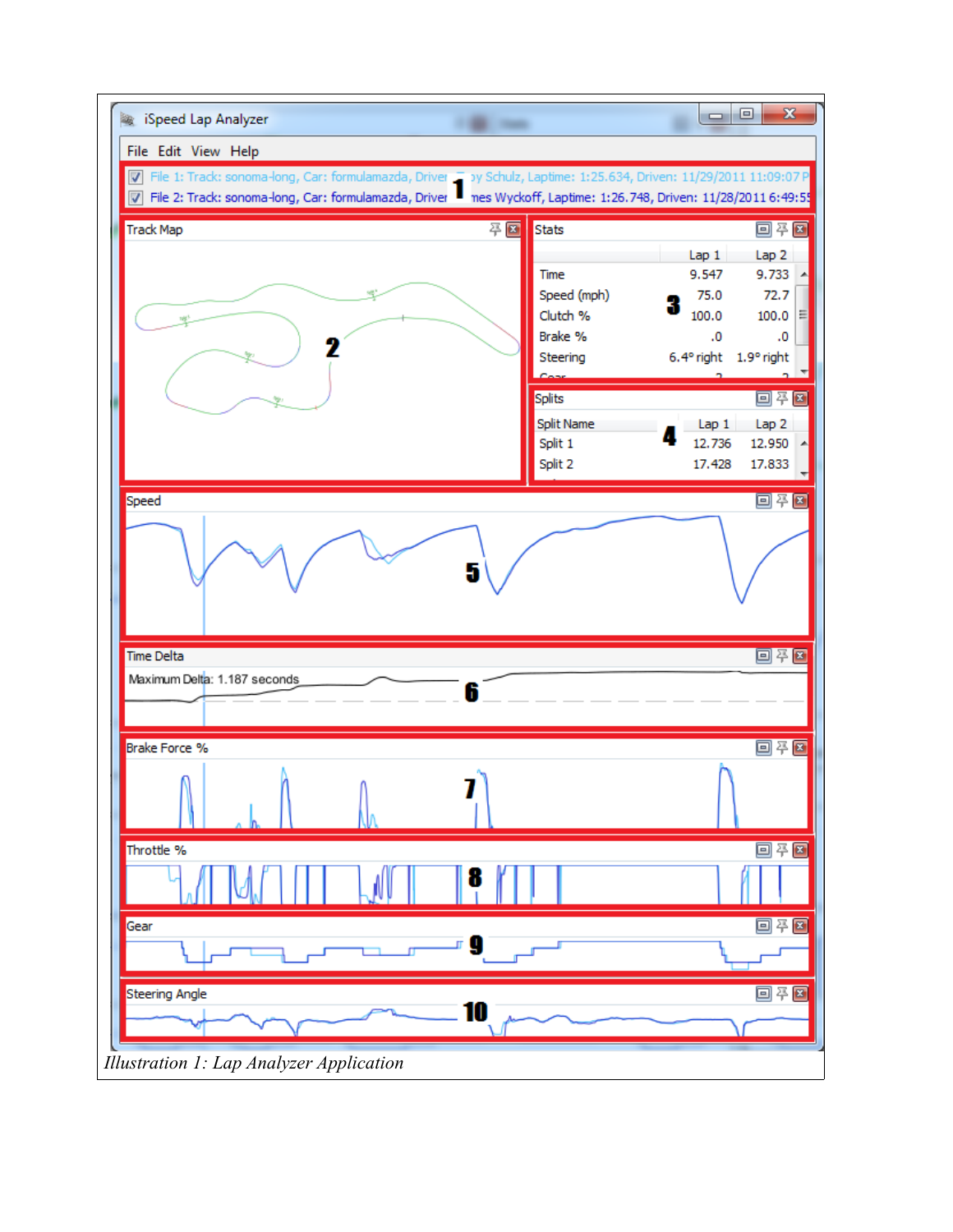*Illustration 1: Lap Analyzer Application*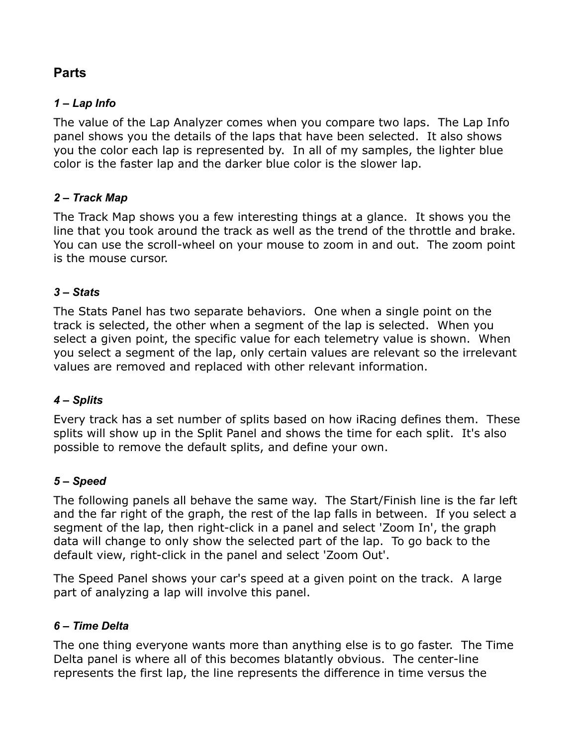## Parts

### *1 – Lap Info*

The value of the Lap Analyzer comes when you compare two laps. The Lap Info panel shows you the details of the laps that have been selected. It also shows you the color each lap is represented by. In all of my samples, the lighter blue color is the faster lap and the darker blue color is the slower lap.

### *2 – Track Map*

The Track Map shows you a few interesting things at a glance. It shows you the line that you took around the track as well as the trend of the throttle and brake. You can use the scroll-wheel on your mouse to zoom in and out. The zoom point is the mouse cursor.

### *3 – Stats*

The Stats Panel has two separate behaviors. One when a single point on the track is selected, the other when a segment of the lap is selected. When you select a given point, the specific value for each telemetry value is shown. When you select a segment of the lap, only certain values are relevant so the irrelevant values are removed and replaced with other relevant information.

### *4 – Splits*

Every track has a set number of splits based on how iRacing defines them. These splits will show up in the Split Panel and shows the time for each split. It's also possible to remove the default splits, and define your own.

### *5 – Speed*

The following panels all behave the same way. The Start/Finish line is the far left and the far right of the graph, the rest of the lap falls in between. If you select a segment of the lap, then right-click in a panel and select 'Zoom In', the graph data will change to only show the selected part of the lap. To go back to the default view, right-click in the panel and select 'Zoom Out'.

The Speed Panel shows your car's speed at a given point on the track. A large part of analyzing a lap will involve this panel.

### *6 – Time Delta*

The one thing everyone wants more than anything else is to go faster. The Time Delta panel is where all of this becomes blatantly obvious. The center-line represents the first lap, the line represents the difference in time versus the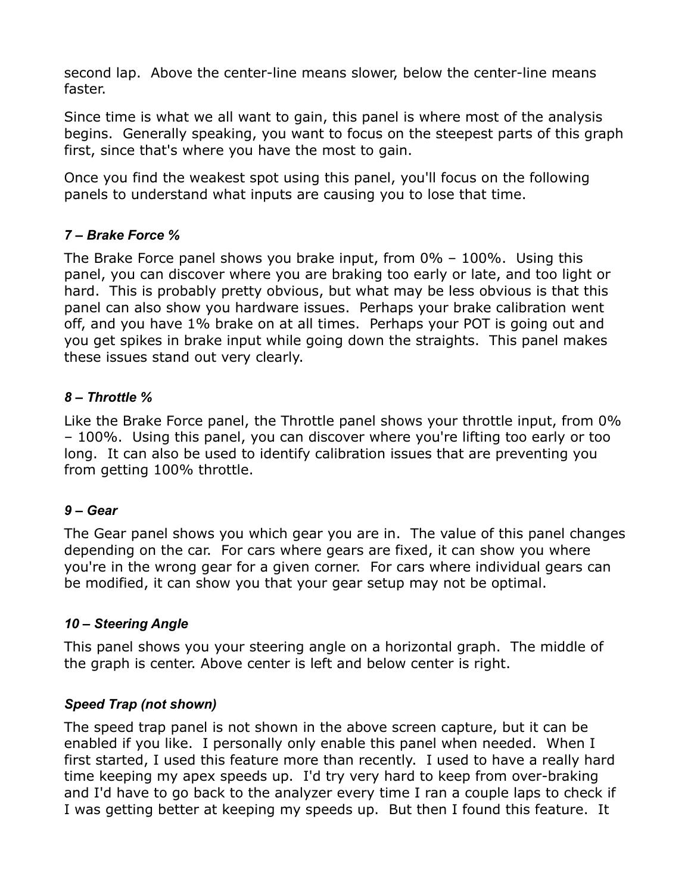second lap. Above the center-line means slower, below the center-line means faster.

Since time is what we all want to gain, this panel is where most of the analysis begins. Generally speaking, you want to focus on the steepest parts of this graph first, since that's where you have the most to gain.

Once you find the weakest spot using this panel, you'll focus on the following panels to understand what inputs are causing you to lose that time.

### *7 – Brake Force %*

The Brake Force panel shows you brake input, from 0% – 100%. Using this panel, you can discover where you are braking too early or late, and too light or hard. This is probably pretty obvious, but what may be less obvious is that this panel can also show you hardware issues. Perhaps your brake calibration went off, and you have 1% brake on at all times. Perhaps your POT is going out and you get spikes in brake input while going down the straights. This panel makes these issues stand out very clearly.

### *8 – Throttle %*

Like the Brake Force panel, the Throttle panel shows your throttle input, from 0% – 100%. Using this panel, you can discover where you're lifting too early or too long. It can also be used to identify calibration issues that are preventing you from getting 100% throttle.

### *9 – Gear*

The Gear panel shows you which gear you are in. The value of this panel changes depending on the car. For cars where gears are fixed, it can show you where you're in the wrong gear for a given corner. For cars where individual gears can be modified, it can show you that your gear setup may not be optimal.

### *10 – Steering Angle*

This panel shows you your steering angle on a horizontal graph. The middle of the graph is center. Above center is left and below center is right.

### *Speed Trap (not shown)*

The speed trap panel is not shown in the above screen capture, but it can be enabled if you like. I personally only enable this panel when needed. When I first started, I used this feature more than recently. I used to have a really hard time keeping my apex speeds up. I'd try very hard to keep from over-braking and I'd have to go back to the analyzer every time I ran a couple laps to check if I was getting better at keeping my speeds up. But then I found this feature. It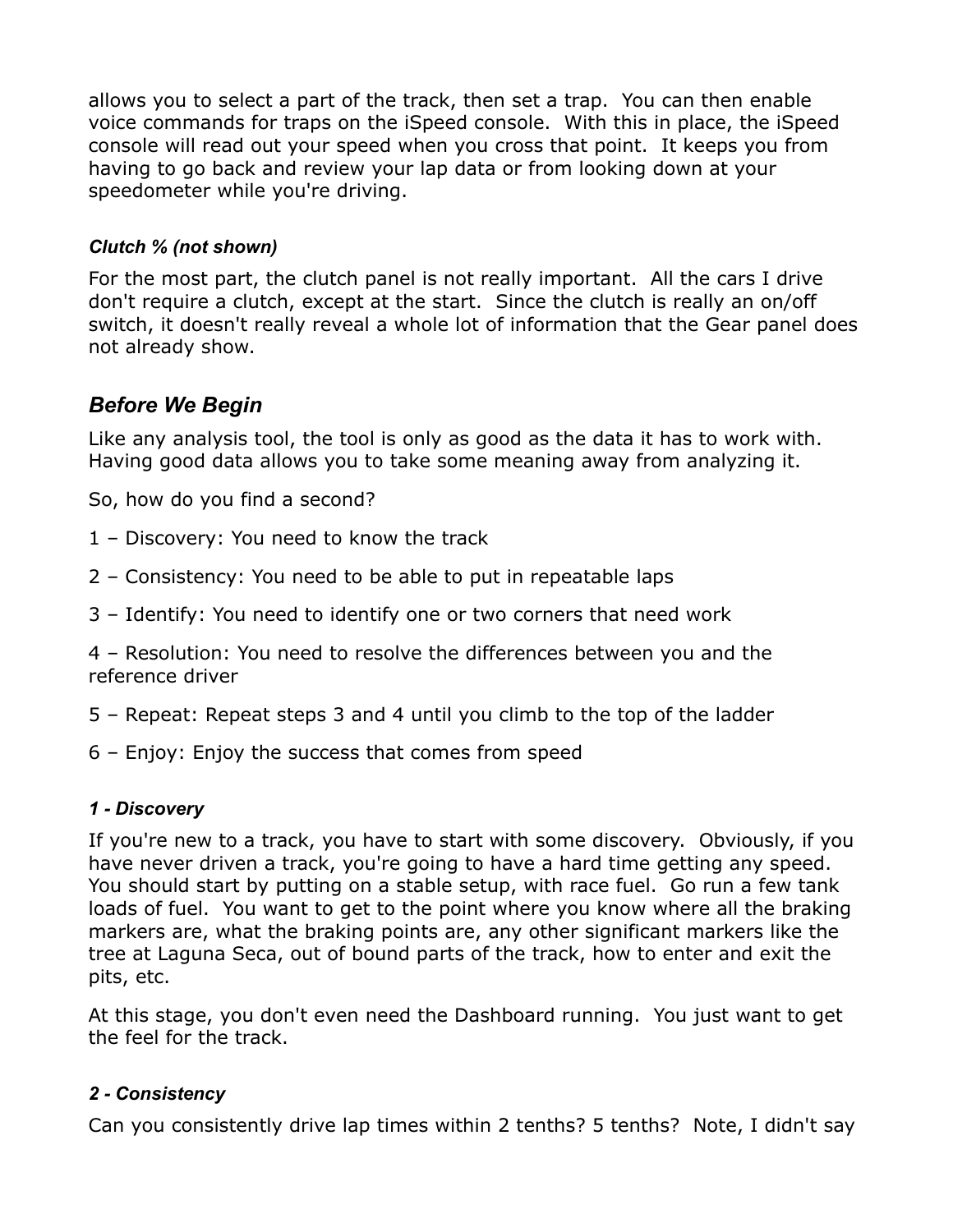allows you to select a part of the track, then set a trap. You can then enable voice commands for traps on the iSpeed console. With this in place, the iSpeed console will read out your speed when you cross that point. It keeps you from having to go back and review your lap data or from looking down at your speedometer while you're driving.

#### *Clutch % (not shown)*

For the most part, the clutch panel is not really important. All the cars I drive don't require a clutch, except at the start. Since the clutch is really an on/off switch, it doesn't really reveal a whole lot of information that the Gear panel does not already show.

### *Before We Begin*

Like any analysis tool, the tool is only as good as the data it has to work with. Having good data allows you to take some meaning away from analyzing it.

So, how do you find a second?

1 – Discovery: You need to know the track

2 – Consistency: You need to be able to put in repeatable laps

3 – Identify: You need to identify one or two corners that need work

4 – Resolution: You need to resolve the differences between you and the reference driver

5 – Repeat: Repeat steps 3 and 4 until you climb to the top of the ladder

6 – Enjoy: Enjoy the success that comes from speed

#### *1 - Discovery*

If you're new to a track, you have to start with some discovery. Obviously, if you have never driven a track, you're going to have a hard time getting any speed. You should start by putting on a stable setup, with race fuel. Go run a few tank loads of fuel. You want to get to the point where you know where all the braking markers are, what the braking points are, any other significant markers like the tree at Laguna Seca, out of bound parts of the track, how to enter and exit the pits, etc.

At this stage, you don't even need the Dashboard running. You just want to get the feel for the track.

#### *2 - Consistency*

Can you consistently drive lap times within 2 tenths? 5 tenths? Note, I didn't say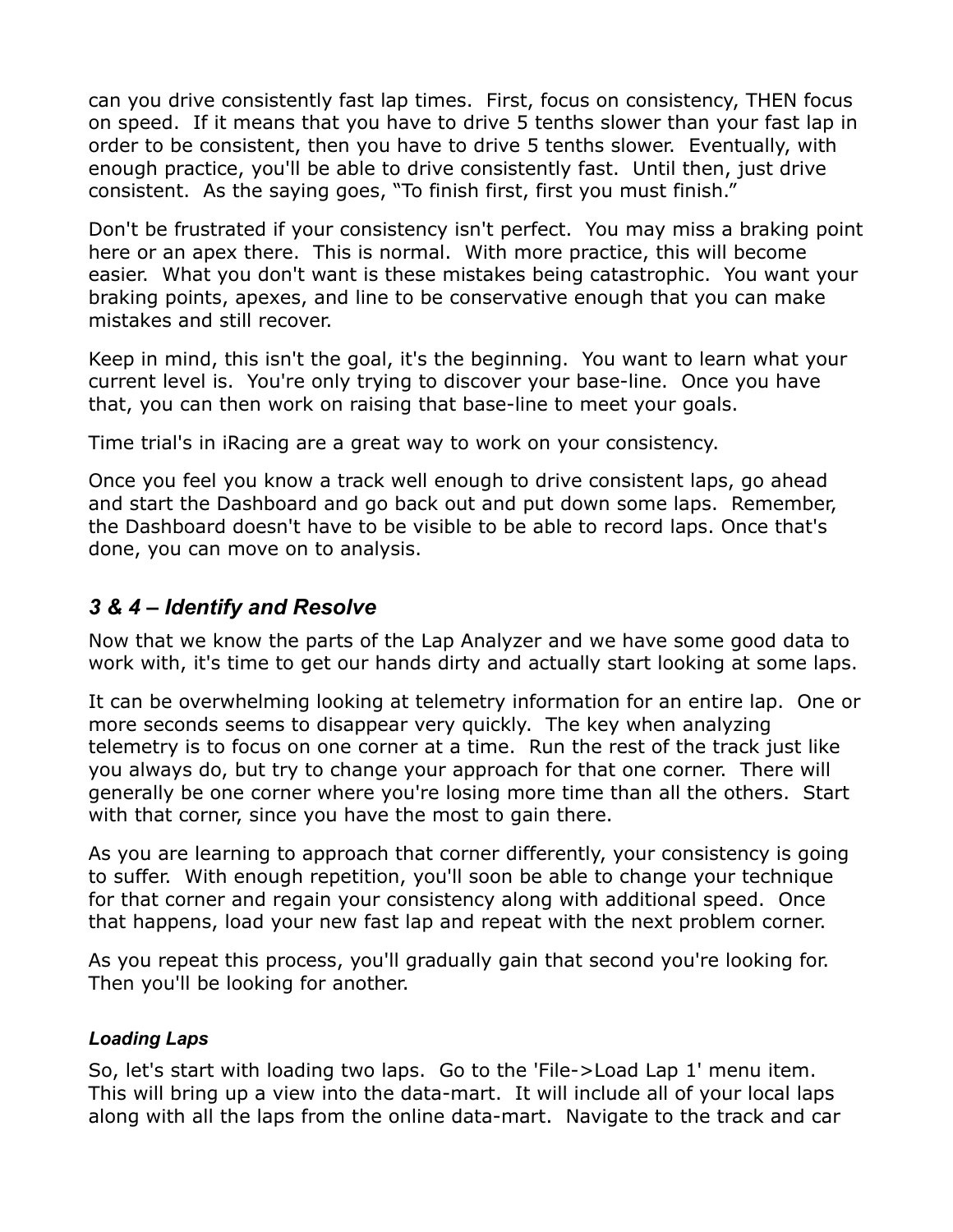can you drive consistently fast lap times. First, focus on consistency, THEN focus on speed. If it means that you have to drive 5 tenths slower than your fast lap in order to be consistent, then you have to drive 5 tenths slower. Eventually, with enough practice, you'll be able to drive consistently fast. Until then, just drive consistent. As the saying goes, "To finish first, first you must finish."

Don't be frustrated if your consistency isn't perfect. You may miss a braking point here or an apex there. This is normal. With more practice, this will become easier. What you don't want is these mistakes being catastrophic. You want your braking points, apexes, and line to be conservative enough that you can make mistakes and still recover.

Keep in mind, this isn't the goal, it's the beginning. You want to learn what your current level is. You're only trying to discover your base-line. Once you have that, you can then work on raising that base-line to meet your goals.

Time trial's in iRacing are a great way to work on your consistency.

Once you feel you know a track well enough to drive consistent laps, go ahead and start the Dashboard and go back out and put down some laps. Remember, the Dashboard doesn't have to be visible to be able to record laps. Once that's done, you can move on to analysis.

## *3 & 4 – Identify and Resolve*

Now that we know the parts of the Lap Analyzer and we have some good data to work with, it's time to get our hands dirty and actually start looking at some laps.

It can be overwhelming looking at telemetry information for an entire lap. One or more seconds seems to disappear very quickly. The key when analyzing telemetry is to focus on one corner at a time. Run the rest of the track just like you always do, but try to change your approach for that one corner. There will generally be one corner where you're losing more time than all the others. Start with that corner, since you have the most to gain there.

As you are learning to approach that corner differently, your consistency is going to suffer. With enough repetition, you'll soon be able to change your technique for that corner and regain your consistency along with additional speed. Once that happens, load your new fast lap and repeat with the next problem corner.

As you repeat this process, you'll gradually gain that second you're looking for. Then you'll be looking for another.

### *Loading Laps*

So, let's start with loading two laps. Go to the 'File->Load Lap 1' menu item. This will bring up a view into the data-mart. It will include all of your local laps along with all the laps from the online data-mart. Navigate to the track and car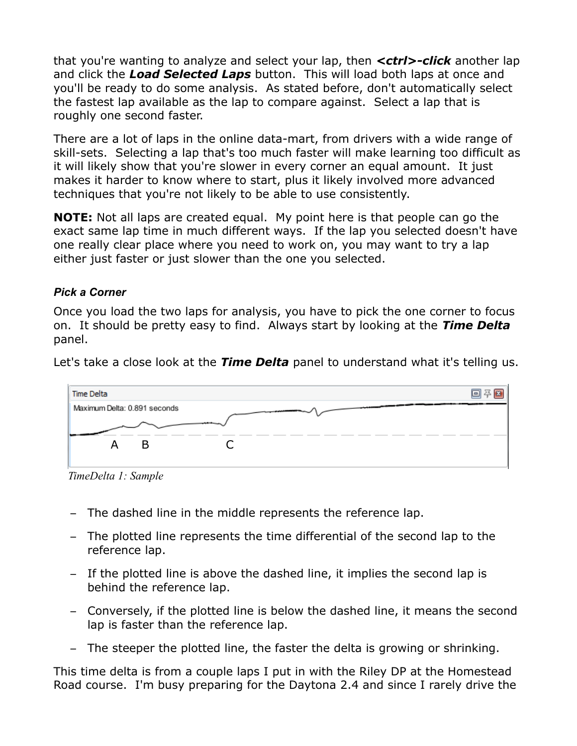that you're wanting to analyze and select your lap, then ***<ctrl>-click*** another lap and click the ***Load Selected Laps*** button. This will load both laps at once and you'll be ready to do some analysis. As stated before, don't automatically select the fastest lap available as the lap to compare against. Select a lap that is roughly one second faster.

There are a lot of laps in the online data-mart, from drivers with a wide range of skill-sets. Selecting a lap that's too much faster will make learning too difficult as it will likely show that you're slower in every corner an equal amount. It just makes it harder to know where to start, plus it likely involved more advanced techniques that you're not likely to be able to use consistently.

**NOTE:** Not all laps are created equal. My point here is that people can go the exact same lap time in much different ways. If the lap you selected doesn't have one really clear place where you need to work on, you may want to try a lap either just faster or just slower than the one you selected.

### *Pick a Corner*

Once you load the two laps for analysis, you have to pick the one corner to focus on. It should be pretty easy to find. Always start by looking at the ***Time Delta*** panel.

Let's take a close look at the ***Time Delta*** panel to understand what it's telling us.

*TimeDelta 1: Sample*

- The dashed line in the middle represents the reference lap.
- The plotted line represents the time differential of the second lap to the reference lap.
- If the plotted line is above the dashed line, it implies the second lap is behind the reference lap.
- Conversely, if the plotted line is below the dashed line, it means the second lap is faster than the reference lap.
- The steeper the plotted line, the faster the delta is growing or shrinking.

This time delta is from a couple laps I put in with the Riley DP at the Homestead Road course. I'm busy preparing for the Daytona 2.4 and since I rarely drive the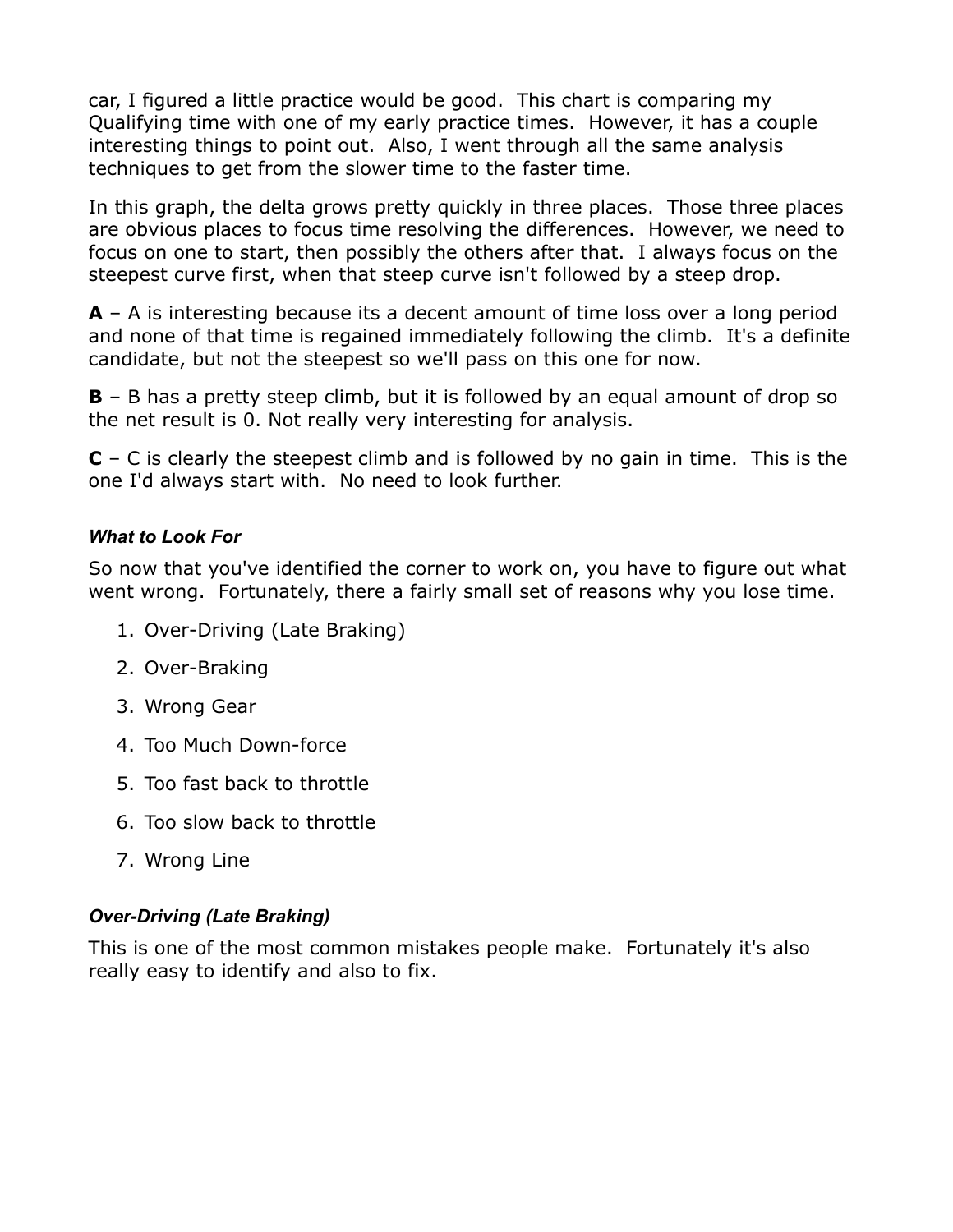car, I figured a little practice would be good. This chart is comparing my Qualifying time with one of my early practice times. However, it has a couple interesting things to point out. Also, I went through all the same analysis techniques to get from the slower time to the faster time.

In this graph, the delta grows pretty quickly in three places. Those three places are obvious places to focus time resolving the differences. However, we need to focus on one to start, then possibly the others after that. I always focus on the steepest curve first, when that steep curve isn't followed by a steep drop.

**A** – A is interesting because its a decent amount of time loss over a long period and none of that time is regained immediately following the climb. It's a definite candidate, but not the steepest so we'll pass on this one for now.

**B** – B has a pretty steep climb, but it is followed by an equal amount of drop so the net result is 0. Not really very interesting for analysis.

**C** – C is clearly the steepest climb and is followed by no gain in time. This is the one I'd always start with. No need to look further.

### *What to Look For*

So now that you've identified the corner to work on, you have to figure out what went wrong. Fortunately, there a fairly small set of reasons why you lose time.

1. Over-Driving (Late Braking)
2. Over-Braking
3. Wrong Gear
4. Too Much Down-force
5. Too fast back to throttle
6. Too slow back to throttle
7. Wrong Line

### *Over-Driving (Late Braking)*

This is one of the most common mistakes people make. Fortunately it's also really easy to identify and also to fix.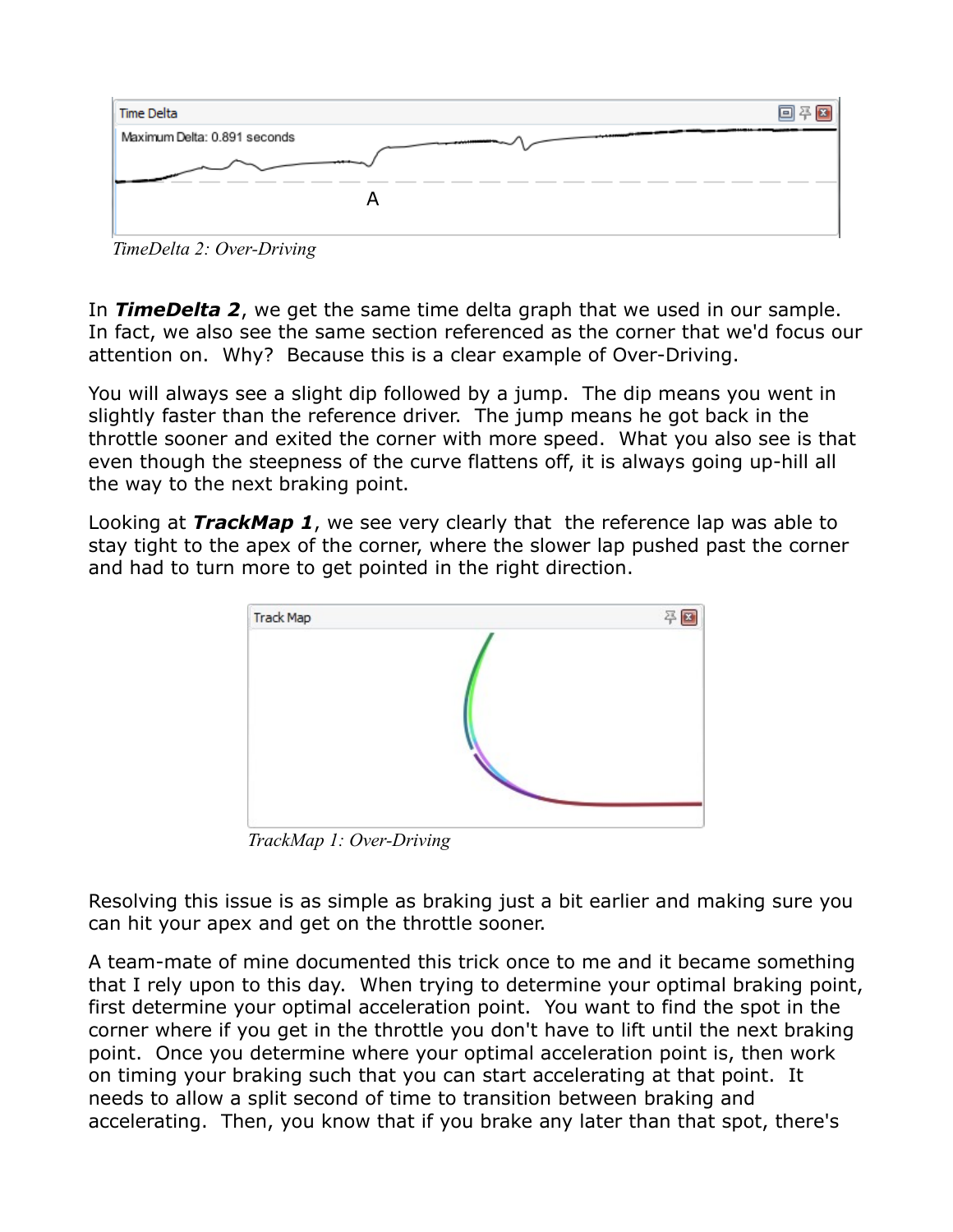*TimeDelta 2: Over-Driving*

In ***TimeDelta 2***, we get the same time delta graph that we used in our sample. In fact, we also see the same section referenced as the corner that we'd focus our attention on. Why? Because this is a clear example of Over-Driving.

You will always see a slight dip followed by a jump. The dip means you went in slightly faster than the reference driver. The jump means he got back in the throttle sooner and exited the corner with more speed. What you also see is that even though the steepness of the curve flattens off, it is always going up-hill all the way to the next braking point.

Looking at ***TrackMap 1***, we see very clearly that the reference lap was able to stay tight to the apex of the corner, where the slower lap pushed past the corner and had to turn more to get pointed in the right direction.

*TrackMap 1: Over-Driving*

Resolving this issue is as simple as braking just a bit earlier and making sure you can hit your apex and get on the throttle sooner.

A team-mate of mine documented this trick once to me and it became something that I rely upon to this day. When trying to determine your optimal braking point, first determine your optimal acceleration point. You want to find the spot in the corner where if you get in the throttle you don't have to lift until the next braking point. Once you determine where your optimal acceleration point is, then work on timing your braking such that you can start accelerating at that point. It needs to allow a split second of time to transition between braking and accelerating. Then, you know that if you brake any later than that spot, there's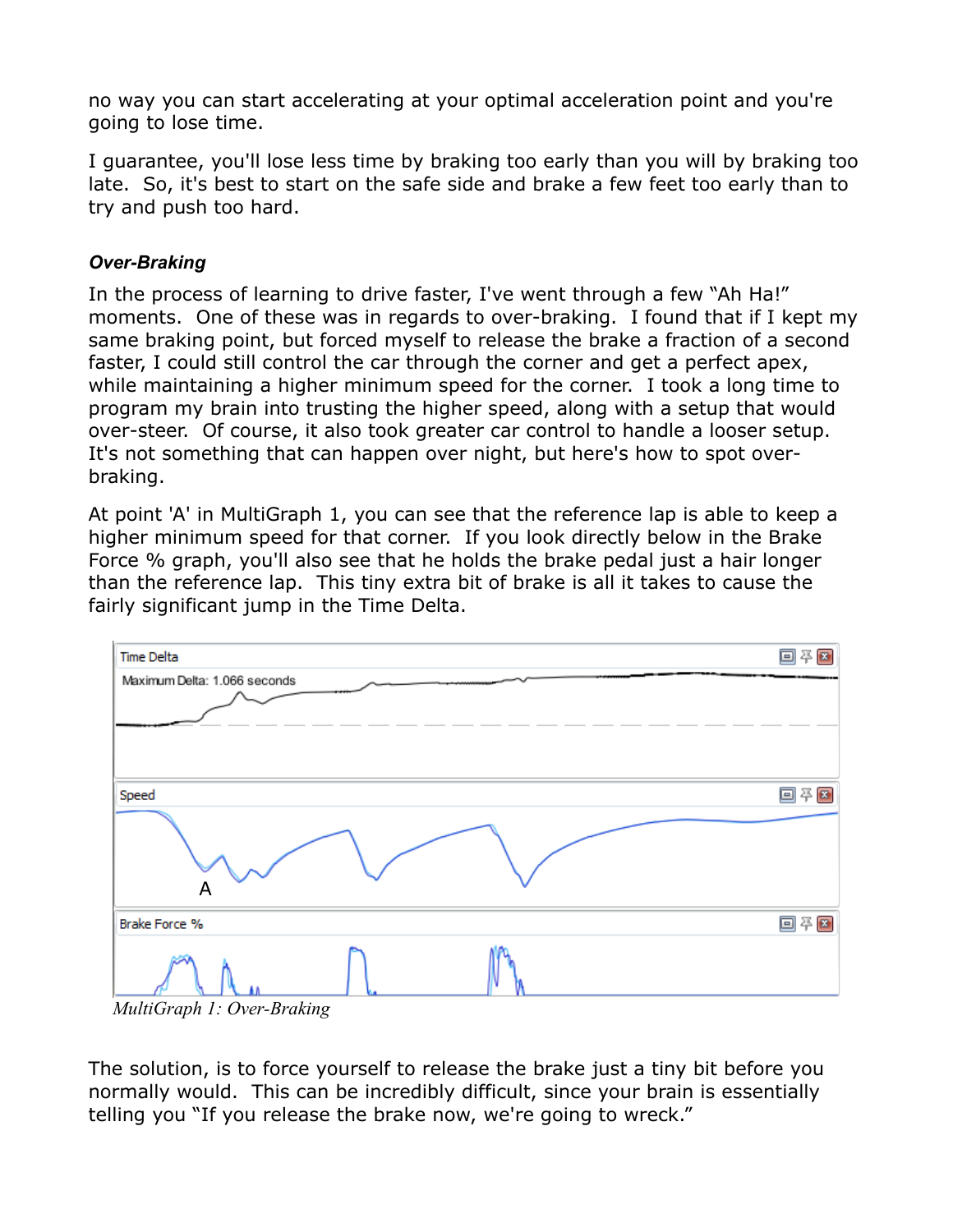no way you can start accelerating at your optimal acceleration point and you're going to lose time.

I guarantee, you'll lose less time by braking too early than you will by braking too late. So, it's best to start on the safe side and brake a few feet too early than to try and push too hard.

***Over-Braking***

In the process of learning to drive faster, I've went through a few "Ah Ha!" moments. One of these was in regards to over-braking. I found that if I kept my same braking point, but forced myself to release the brake a fraction of a second faster, I could still control the car through the corner and get a perfect apex, while maintaining a higher minimum speed for the corner. I took a long time to program my brain into trusting the higher speed, along with a setup that would over-steer. Of course, it also took greater car control to handle a looser setup. It's not something that can happen over night, but here's how to spot over-braking.

At point 'A' in MultiGraph 1, you can see that the reference lap is able to keep a higher minimum speed for that corner. If you look directly below in the Brake Force % graph, you'll also see that he holds the brake pedal just a hair longer than the reference lap. This tiny extra bit of brake is all it takes to cause the fairly significant jump in the Time Delta.

*MultiGraph 1: Over-Braking*

The solution, is to force yourself to release the brake just a tiny bit before you normally would. This can be incredibly difficult, since your brain is essentially telling you "If you release the brake now, we're going to wreck."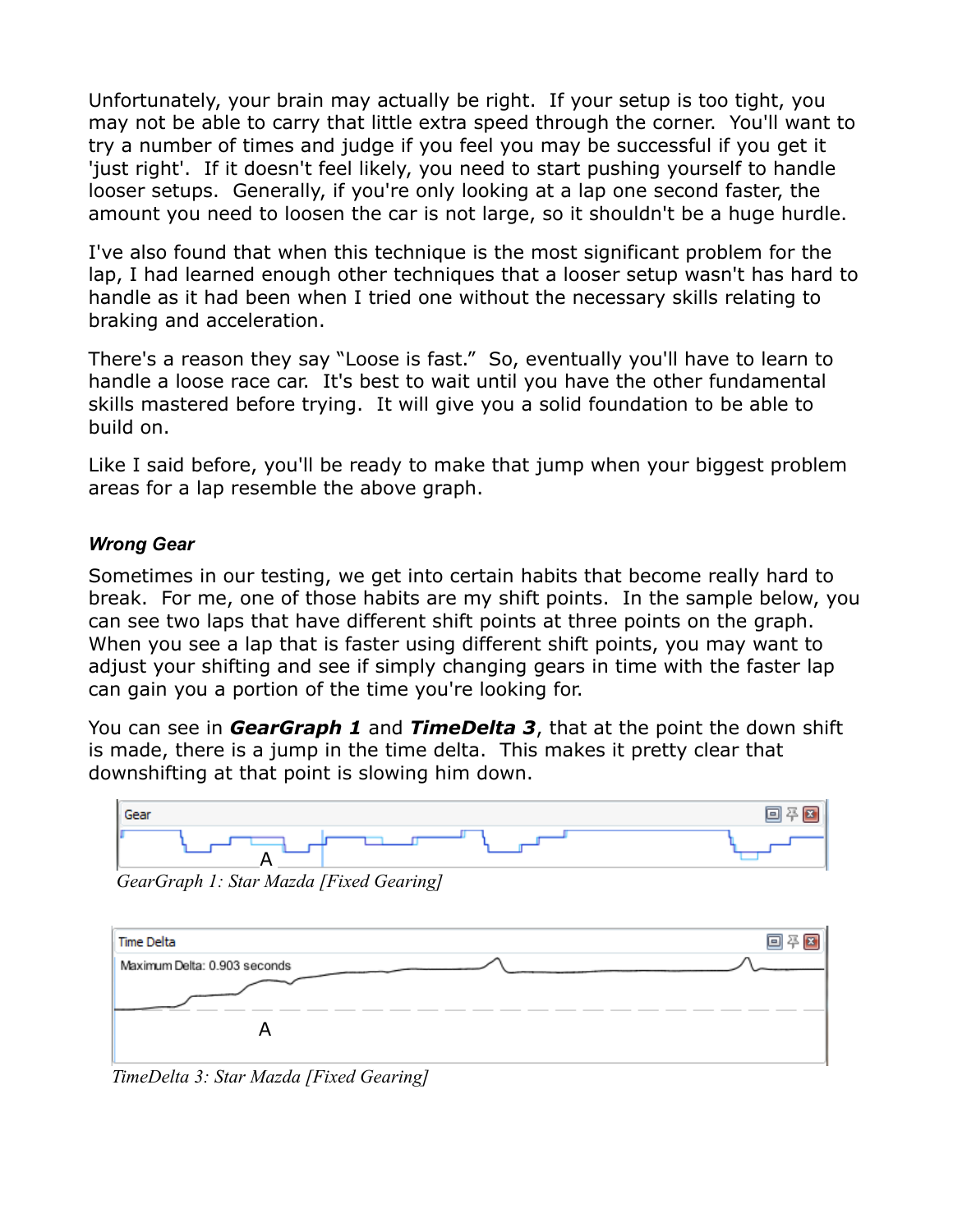Unfortunately, your brain may actually be right. If your setup is too tight, you may not be able to carry that little extra speed through the corner. You'll want to try a number of times and judge if you feel you may be successful if you get it 'just right'. If it doesn't feel likely, you need to start pushing yourself to handle looser setups. Generally, if you're only looking at a lap one second faster, the amount you need to loosen the car is not large, so it shouldn't be a huge hurdle.

I've also found that when this technique is the most significant problem for the lap, I had learned enough other techniques that a looser setup wasn't has hard to handle as it had been when I tried one without the necessary skills relating to braking and acceleration.

There's a reason they say "Loose is fast." So, eventually you'll have to learn to handle a loose race car. It's best to wait until you have the other fundamental skills mastered before trying. It will give you a solid foundation to be able to build on.

Like I said before, you'll be ready to make that jump when your biggest problem areas for a lap resemble the above graph.

### *Wrong Gear*

Sometimes in our testing, we get into certain habits that become really hard to break. For me, one of those habits are my shift points. In the sample below, you can see two laps that have different shift points at three points on the graph. When you see a lap that is faster using different shift points, you may want to adjust your shifting and see if simply changing gears in time with the faster lap can gain you a portion of the time you're looking for.

You can see in ***GearGraph 1*** and ***TimeDelta 3***, that at the point the down shift is made, there is a jump in the time delta. This makes it pretty clear that downshifting at that point is slowing him down.

Gear

A

*GearGraph 1: Star Mazda [Fixed Gearing]*

Time Delta

Maximum Delta: 0.903 seconds

A

*TimeDelta 3: Star Mazda [Fixed Gearing]*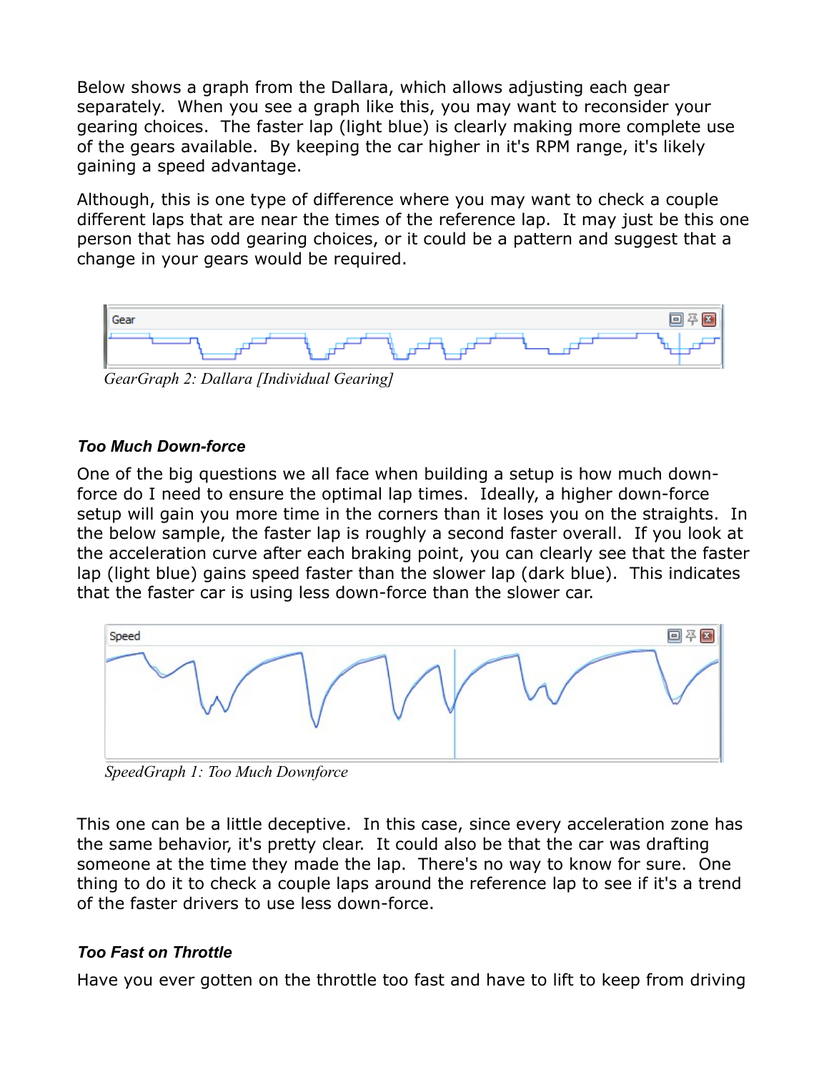Below shows a graph from the Dallara, which allows adjusting each gear separately. When you see a graph like this, you may want to reconsider your gearing choices. The faster lap (light blue) is clearly making more complete use of the gears available. By keeping the car higher in it's RPM range, it's likely gaining a speed advantage.

Although, this is one type of difference where you may want to check a couple different laps that are near the times of the reference lap. It may just be this one person that has odd gearing choices, or it could be a pattern and suggest that a change in your gears would be required.

*GearGraph 2: Dallara [Individual Gearing]*

### *Too Much Down-force*

One of the big questions we all face when building a setup is how much down-force do I need to ensure the optimal lap times. Ideally, a higher down-force setup will gain you more time in the corners than it loses you on the straights. In the below sample, the faster lap is roughly a second faster overall. If you look at the acceleration curve after each braking point, you can clearly see that the faster lap (light blue) gains speed faster than the slower lap (dark blue). This indicates that the faster car is using less down-force than the slower car.

*SpeedGraph 1: Too Much Downforce*

This one can be a little deceptive. In this case, since every acceleration zone has the same behavior, it's pretty clear. It could also be that the car was drafting someone at the time they made the lap. There's no way to know for sure. One thing to do it to check a couple laps around the reference lap to see if it's a trend of the faster drivers to use less down-force.

### *Too Fast on Throttle*

Have you ever gotten on the throttle too fast and have to lift to keep from driving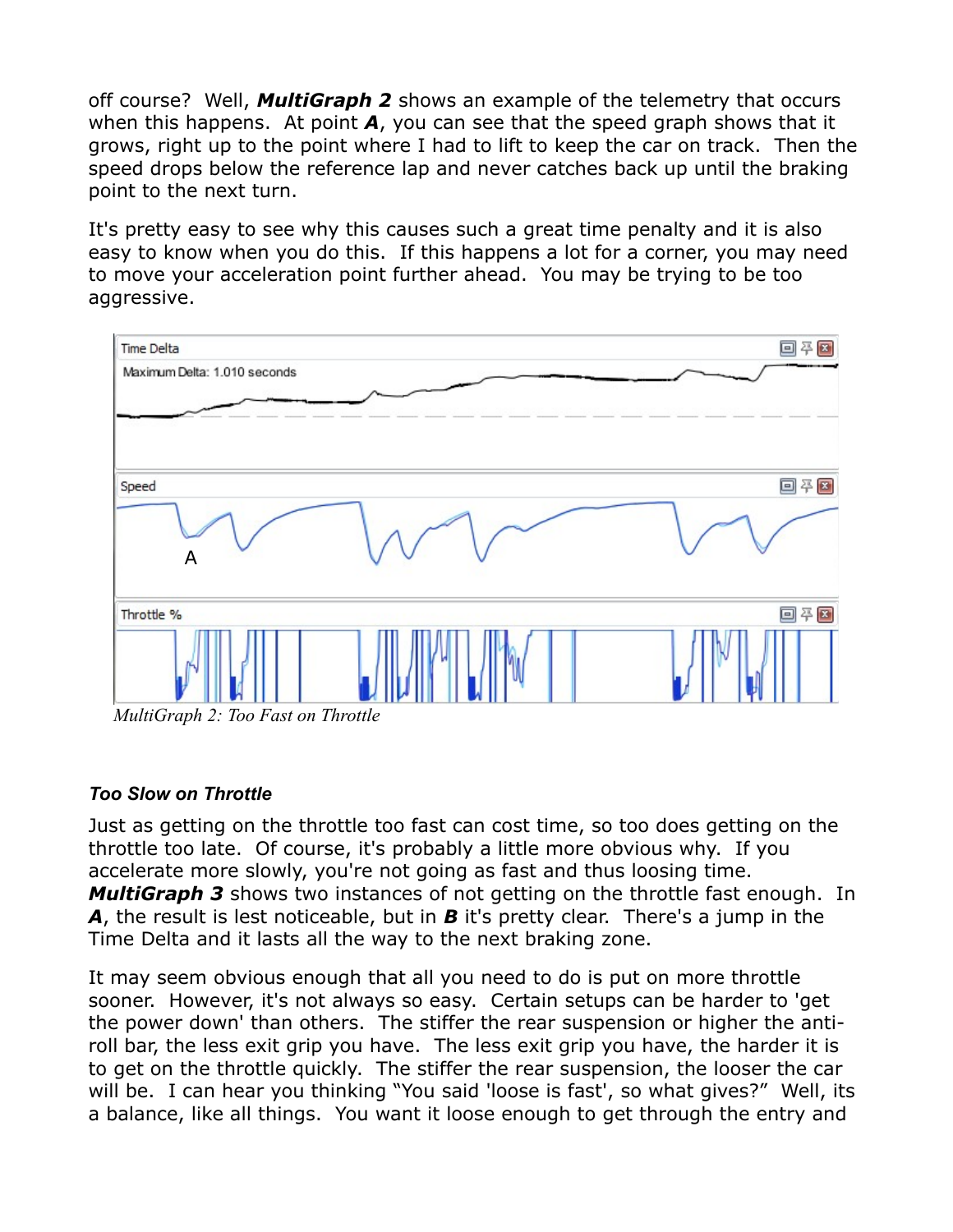off course? Well, ***MultiGraph 2*** shows an example of the telemetry that occurs when this happens. At point ***A***, you can see that the speed graph shows that it grows, right up to the point where I had to lift to keep the car on track. Then the speed drops below the reference lap and never catches back up until the braking point to the next turn.

It's pretty easy to see why this causes such a great time penalty and it is also easy to know when you do this. If this happens a lot for a corner, you may need to move your acceleration point further ahead. You may be trying to be too aggressive.

*MultiGraph 2: Too Fast on Throttle*

### *Too Slow on Throttle*

Just as getting on the throttle too fast can cost time, so too does getting on the throttle too late. Of course, it's probably a little more obvious why. If you accelerate more slowly, you're not going as fast and thus loosing time. ***MultiGraph 3*** shows two instances of not getting on the throttle fast enough. In ***A***, the result is lest noticeable, but in ***B*** it's pretty clear. There's a jump in the Time Delta and it lasts all the way to the next braking zone.

It may seem obvious enough that all you need to do is put on more throttle sooner. However, it's not always so easy. Certain setups can be harder to 'get the power down' than others. The stiffer the rear suspension or higher the anti-roll bar, the less exit grip you have. The less exit grip you have, the harder it is to get on the throttle quickly. The stiffer the rear suspension, the looser the car will be. I can hear you thinking "You said 'loose is fast', so what gives?" Well, its a balance, like all things. You want it loose enough to get through the entry and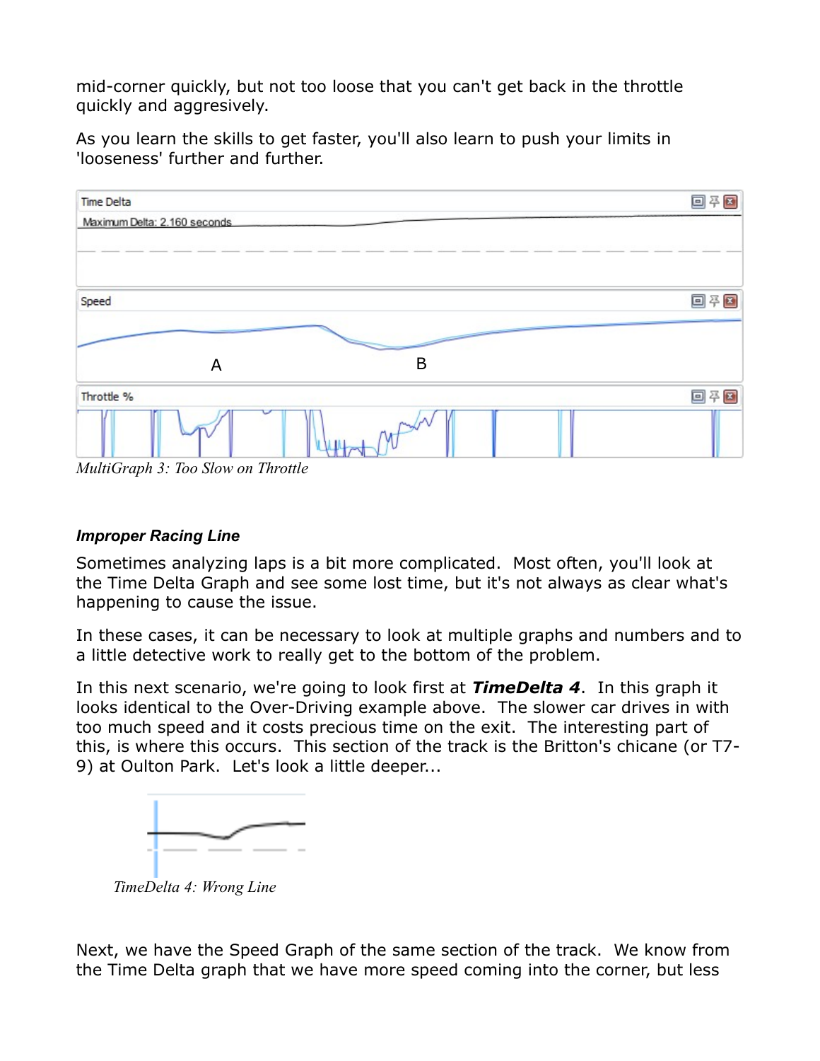mid-corner quickly, but not too loose that you can't get back in the throttle quickly and aggresively.

As you learn the skills to get faster, you'll also learn to push your limits in 'looseness' further and further.

*MultiGraph 3: Too Slow on Throttle*

#### *Improper Racing Line*

Sometimes analyzing laps is a bit more complicated. Most often, you'll look at the Time Delta Graph and see some lost time, but it's not always as clear what's happening to cause the issue.

In these cases, it can be necessary to look at multiple graphs and numbers and to a little detective work to really get to the bottom of the problem.

In this next scenario, we're going to look first at ***TimeDelta 4***. In this graph it looks identical to the Over-Driving example above. The slower car drives in with too much speed and it costs precious time on the exit. The interesting part of this, is where this occurs. This section of the track is the Britton's chicane (or T7-9) at Oulton Park. Let's look a little deeper...

*TimeDelta 4: Wrong Line*

Next, we have the Speed Graph of the same section of the track. We know from the Time Delta graph that we have more speed coming into the corner, but less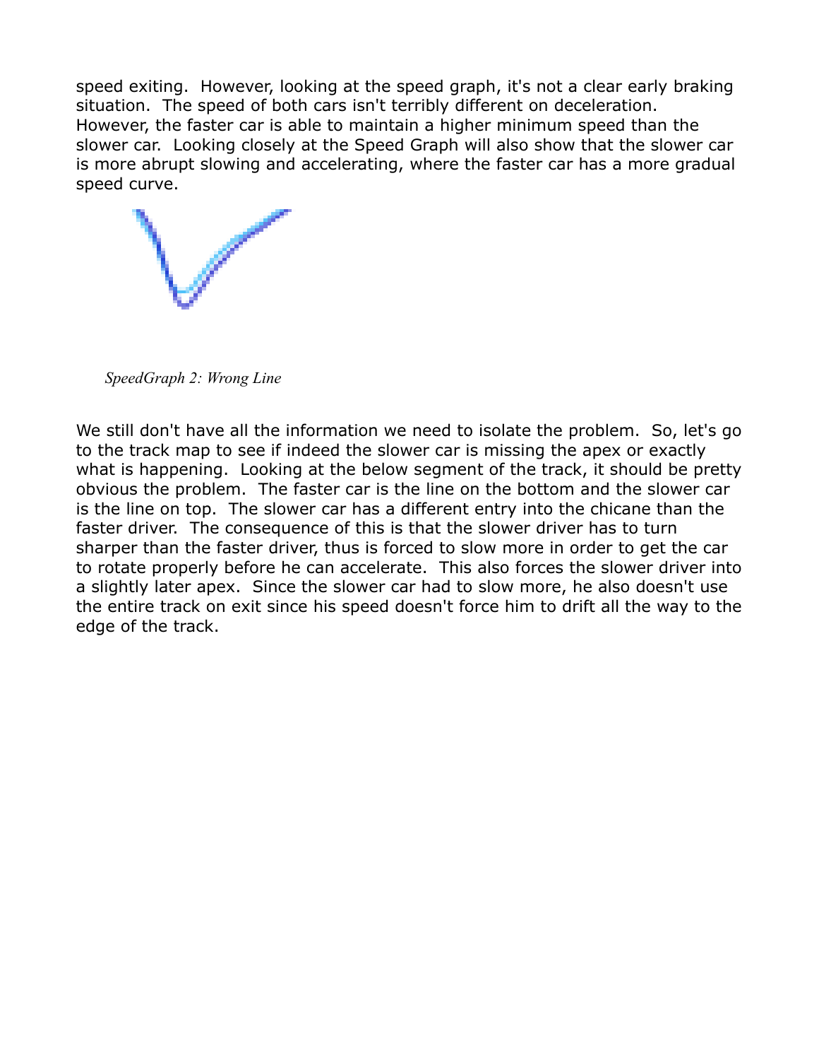speed exiting. However, looking at the speed graph, it's not a clear early braking situation. The speed of both cars isn't terribly different on deceleration. However, the faster car is able to maintain a higher minimum speed than the slower car. Looking closely at the Speed Graph will also show that the slower car is more abrupt slowing and accelerating, where the faster car has a more gradual speed curve.

*SpeedGraph 2: Wrong Line*

We still don't have all the information we need to isolate the problem. So, let's go to the track map to see if indeed the slower car is missing the apex or exactly what is happening. Looking at the below segment of the track, it should be pretty obvious the problem. The faster car is the line on the bottom and the slower car is the line on top. The slower car has a different entry into the chicane than the faster driver. The consequence of this is that the slower driver has to turn sharper than the faster driver, thus is forced to slow more in order to get the car to rotate properly before he can accelerate. This also forces the slower driver into a slightly later apex. Since the slower car had to slow more, he also doesn't use the entire track on exit since his speed doesn't force him to drift all the way to the edge of the track.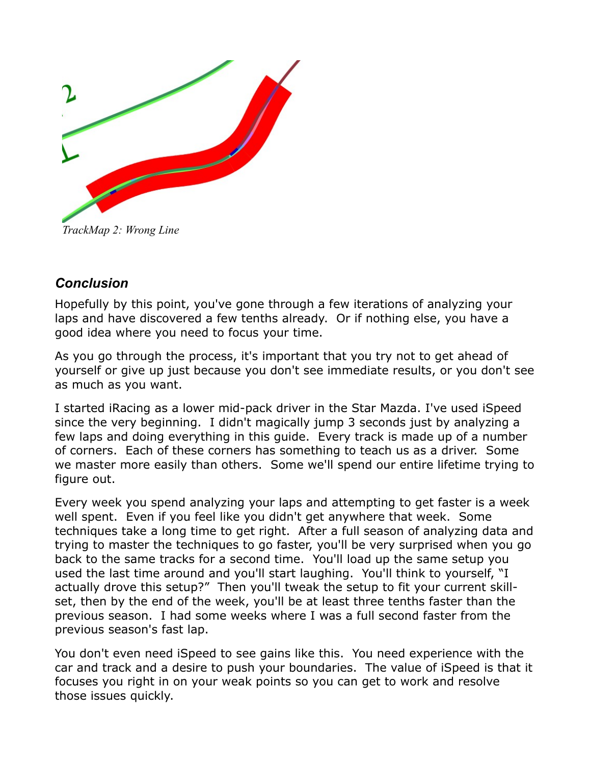*TrackMap 2: Wrong Line*

## *Conclusion*

Hopefully by this point, you've gone through a few iterations of analyzing your laps and have discovered a few tenths already. Or if nothing else, you have a good idea where you need to focus your time.

As you go through the process, it's important that you try not to get ahead of yourself or give up just because you don't see immediate results, or you don't see as much as you want.

I started iRacing as a lower mid-pack driver in the Star Mazda. I've used iSpeed since the very beginning. I didn't magically jump 3 seconds just by analyzing a few laps and doing everything in this guide. Every track is made up of a number of corners. Each of these corners has something to teach us as a driver. Some we master more easily than others. Some we'll spend our entire lifetime trying to figure out.

Every week you spend analyzing your laps and attempting to get faster is a week well spent. Even if you feel like you didn't get anywhere that week. Some techniques take a long time to get right. After a full season of analyzing data and trying to master the techniques to go faster, you'll be very surprised when you go back to the same tracks for a second time. You'll load up the same setup you used the last time around and you'll start laughing. You'll think to yourself, "I actually drove this setup?" Then you'll tweak the setup to fit your current skill-set, then by the end of the week, you'll be at least three tenths faster than the previous season. I had some weeks where I was a full second faster from the previous season's fast lap.

You don't even need iSpeed to see gains like this. You need experience with the car and track and a desire to push your boundaries. The value of iSpeed is that it focuses you right in on your weak points so you can get to work and resolve those issues quickly.